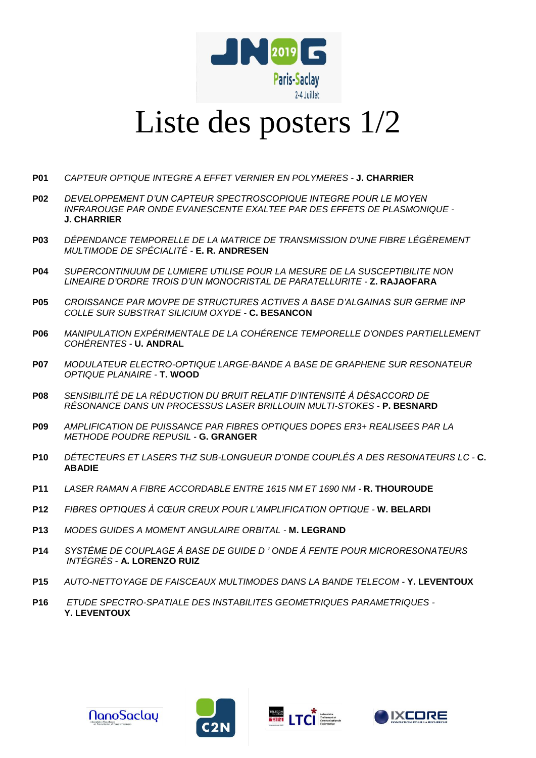# Liste des posters 1/2

**P01** *CAPTEUR OPTIQUE INTEGRE A EFFET VERNIER EN POLYMERES* - **J. CHARRIER**

**P02** *DEVELOPPEMENT D'UN CAPTEUR SPECTROSCOPIQUE INTEGRE POUR LE MOYEN INFRAROUGE PAR ONDE EVANESCENTE EXALTEE PAR DES EFFETS DE PLASMONIQUE* - **J. CHARRIER**

**P03** *DÉPENDANCE TEMPORELLE DE LA MATRICE DE TRANSMISSION D'UNE FIBRE LÉGÈREMENT MULTIMODE DE SPÉCIALITÉ* - **E. R. ANDRESEN**

**P04** *SUPERCONTINUUM DE LUMIERE UTILISE POUR LA MESURE DE LA SUSCEPTIBILITE NON LINEAIRE D'ORDRE TROIS D'UN MONOCRISTAL DE PARATELLURITE* - **Z. RAJAOFARA**

**P05** *CROISSANCE PAR MOVPE DE STRUCTURES ACTIVES A BASE D'ALGAINAS SUR GERME INP COLLE SUR SUBSTRAT SILICIUM OXYDE* - **C. BESANCON**

**P06** *MANIPULATION EXPÉRIMENTALE DE LA COHÉRENCE TEMPORELLE D'ONDES PARTIELLEMENT COHÉRENTES* - **U. ANDRAL**

**P07** *MODULATEUR ELECTRO-OPTIQUE LARGE-BANDE A BASE DE GRAPHENE SUR RESONATEUR OPTIQUE PLANAIRE* - **T. WOOD**

**P08** *SENSIBILITÉ DE LA RÉDUCTION DU BRUIT RELATIF D'INTENSITÉ À DÉSACCORD DE RÉSONANCE DANS UN PROCESSUS LASER BRILLOUIN MULTI-STOKES* - **P. BESNARD**

**P09** *AMPLIFICATION DE PUISSANCE PAR FIBRES OPTIQUES DOPES ER3+ REALISEES PAR LA METHODE POUDRE REPUSIL* - **G. GRANGER**

**P10** *DÉTECTEURS ET LASERS THZ SUB-LONGUEUR D'ONDE COUPLÉS A DES RESONATEURS LC* - **C. ABADIE**

**P11** *LASER RAMAN A FIBRE ACCORDABLE ENTRE 1615 NM ET 1690 NM* - **R. THOUROUDE**

**P12** *FIBRES OPTIQUES À CŒUR CREUX POUR L'AMPLIFICATION OPTIQUE* - **W. BELARDI**

**P13** *MODES GUIDES A MOMENT ANGULAIRE ORBITAL* - **M. LEGRAND**

**P14** *SYSTÈME DE COUPLAGE À BASE DE GUIDE D ' ONDE À FENTE POUR MICRORESONATEURS INTÉGRÉS* - **A. LORENZO RUIZ**

**P15** *AUTO-NETTOYAGE DE FAISCEAUX MULTIMODES DANS LA BANDE TELECOM* - **Y. LEVENTOUX**

**P16** *ETUDE SPECTRO-SPATIALE DES INSTABILITES GEOMETRIQUES PARAMETRIQUES* - **Y. LEVENTOUX**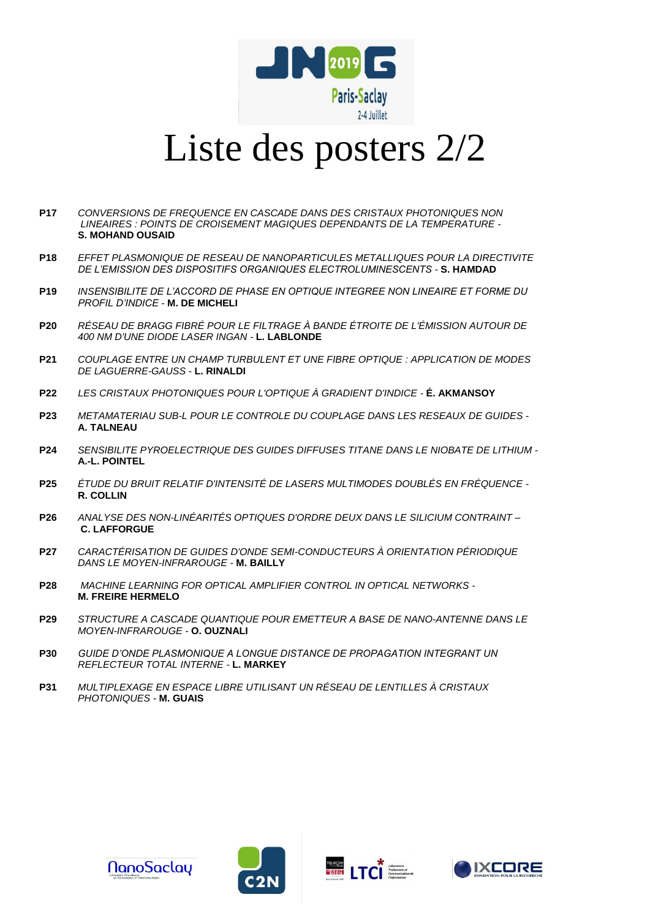# Liste des posters 2/2

**P17** *CONVERSIONS DE FREQUENCE EN CASCADE DANS DES CRISTAUX PHOTONIQUES NON LINEAIRES : POINTS DE CROISEMENT MAGIQUES DEPENDANTS DE LA TEMPERATURE* - **S. MOHAND OUSAID**

**P18** *EFFET PLASMONIQUE DE RESEAU DE NANOPARTICULES METALLIQUES POUR LA DIRECTIVITE DE L'EMISSION DES DISPOSITIFS ORGANIQUES ELECTROLUMINESCENTS* - **S. HAMDAD**

**P19** *INSENSIBILITE DE L'ACCORD DE PHASE EN OPTIQUE INTEGREE NON LINEAIRE ET FORME DU PROFIL D'INDICE* - **M. DE MICHELI**

**P20** *RÉSEAU DE BRAGG FIBRÉ POUR LE FILTRAGE À BANDE ÉTROITE DE L'ÉMISSION AUTOUR DE 400 NM D'UNE DIODE LASER INGAN* - **L. LABLONDE**

**P21** *COUPLAGE ENTRE UN CHAMP TURBULENT ET UNE FIBRE OPTIQUE : APPLICATION DE MODES DE LAGUERRE-GAUSS* - **L. RINALDI**

**P22** *LES CRISTAUX PHOTONIQUES POUR L'OPTIQUE À GRADIENT D'INDICE* - **É. AKMANSOY**

**P23** *METAMATERIAU SUB-L POUR LE CONTROLE DU COUPLAGE DANS LES RESEAUX DE GUIDES* - **A. TALNEAU**

**P24** *SENSIBILITE PYROELECTRIQUE DES GUIDES DIFFUSES TITANE DANS LE NIOBATE DE LITHIUM* - **A.-L. POINTEL**

**P25** *ÉTUDE DU BRUIT RELATIF D'INTENSITÉ DE LASERS MULTIMODES DOUBLÉS EN FRÉQUENCE* - **R. COLLIN**

**P26** *ANALYSE DES NON-LINÉARITÉS OPTIQUES D'ORDRE DEUX DANS LE SILICIUM CONTRAINT* – **C. LAFFORGUE**

**P27** *CARACTÉRISATION DE GUIDES D'ONDE SEMI-CONDUCTEURS À ORIENTATION PÉRIODIQUE DANS LE MOYEN-INFRAROUGE* - **M. BAILLY**

**P28** *MACHINE LEARNING FOR OPTICAL AMPLIFIER CONTROL IN OPTICAL NETWORKS* - **M. FREIRE HERMELO**

**P29** *STRUCTURE A CASCADE QUANTIQUE POUR EMETTEUR A BASE DE NANO-ANTENNE DANS LE MOYEN-INFRAROUGE* - **O. OUZNALI**

**P30** *GUIDE D'ONDE PLASMONIQUE A LONGUE DISTANCE DE PROPAGATION INTEGRANT UN REFLECTEUR TOTAL INTERNE* - **L. MARKEY**

**P31** *MULTIPLEXAGE EN ESPACE LIBRE UTILISANT UN RÉSEAU DE LENTILLES À CRISTAUX PHOTONIQUES* - **M. GUAIS**